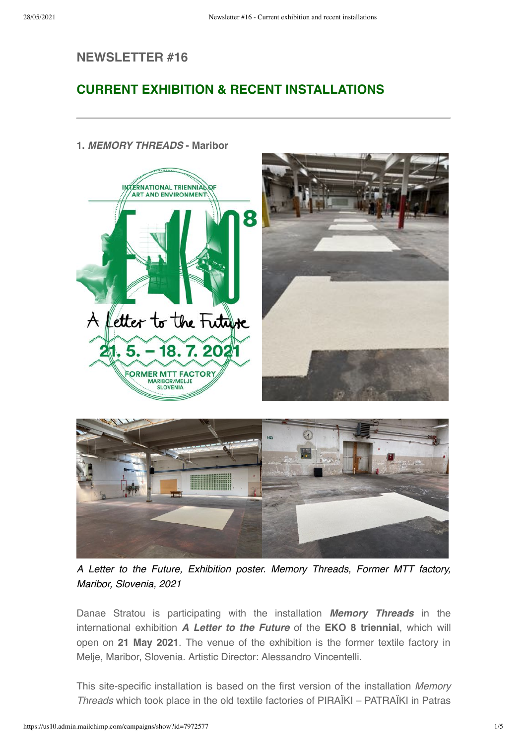# NEWSLETTER #16

## CURRENT EXHIBITION & RECENT INSTALLATIONS

---

### 1. *MEMORY THREADS* - Maribor

*A Letter to the Future, Exhibition poster. Memory Threads, Former MTT factory, Maribor, Slovenia, 2021*

Danae Stratou is participating with the installation ***Memory Threads*** in the international exhibition ***A Letter to the Future*** of the **EKO 8 triennial**, which will open on **21 May 2021**. The venue of the exhibition is the former textile factory in Melje, Maribor, Slovenia. Artistic Director: Alessandro Vincentelli.

This site-specific installation is based on the first version of the installation *Memory Threads* which took place in the old textile factories of PIRAÏKI – PATRAÏKI in Patras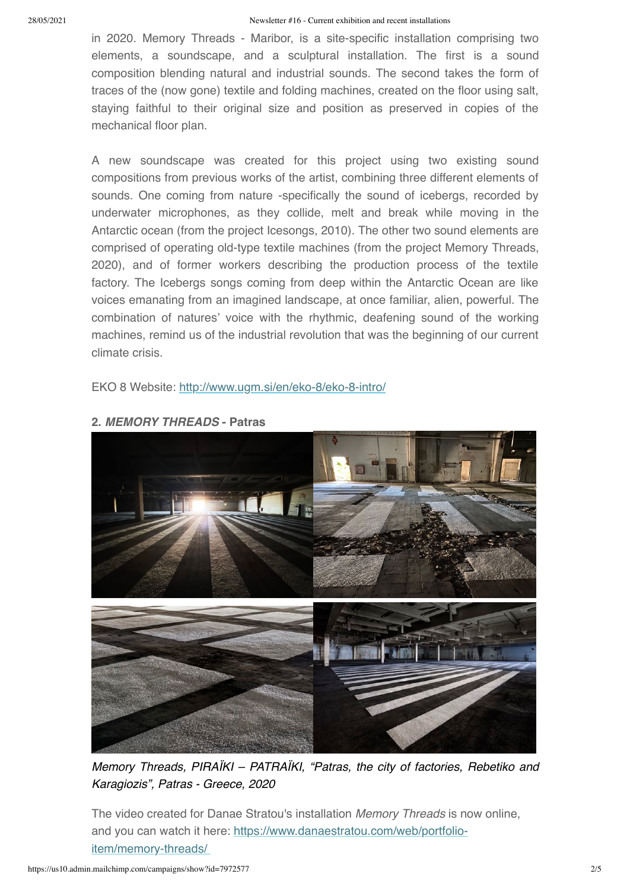in 2020. Memory Threads - Maribor, is a site-specific installation comprising two elements, a soundscape, and a sculptural installation. The first is a sound composition blending natural and industrial sounds. The second takes the form of traces of the (now gone) textile and folding machines, created on the floor using salt, staying faithful to their original size and position as preserved in copies of the mechanical floor plan.

A new soundscape was created for this project using two existing sound compositions from previous works of the artist, combining three different elements of sounds. One coming from nature -specifically the sound of icebergs, recorded by underwater microphones, as they collide, melt and break while moving in the Antarctic ocean (from the project Icesongs, 2010). The other two sound elements are comprised of operating old-type textile machines (from the project Memory Threads, 2020), and of former workers describing the production process of the textile factory. The Icebergs songs coming from deep within the Antarctic Ocean are like voices emanating from an imagined landscape, at once familiar, alien, powerful. The combination of natures' voice with the rhythmic, deafening sound of the working machines, remind us of the industrial revolution that was the beginning of our current climate crisis.

EKO 8 Website: [http://www.ugm.si/en/eko-8/eko-8-intro/](http://www.ugm.si/en/eko-8/eko-8-intro/)

**2. *MEMORY THREADS* - Patras**

*Memory Threads, PIRAÏKI – PATRAÏKI, "Patras, the city of factories, Rebetiko and Karagiozis", Patras - Greece, 2020*

The video created for Danae Stratou's installation *Memory Threads* is now online, and you can watch it here: [https://www.danaestratou.com/web/portfolio-item/memory-threads/](https://www.danaestratou.com/web/portfolio-item/memory-threads/)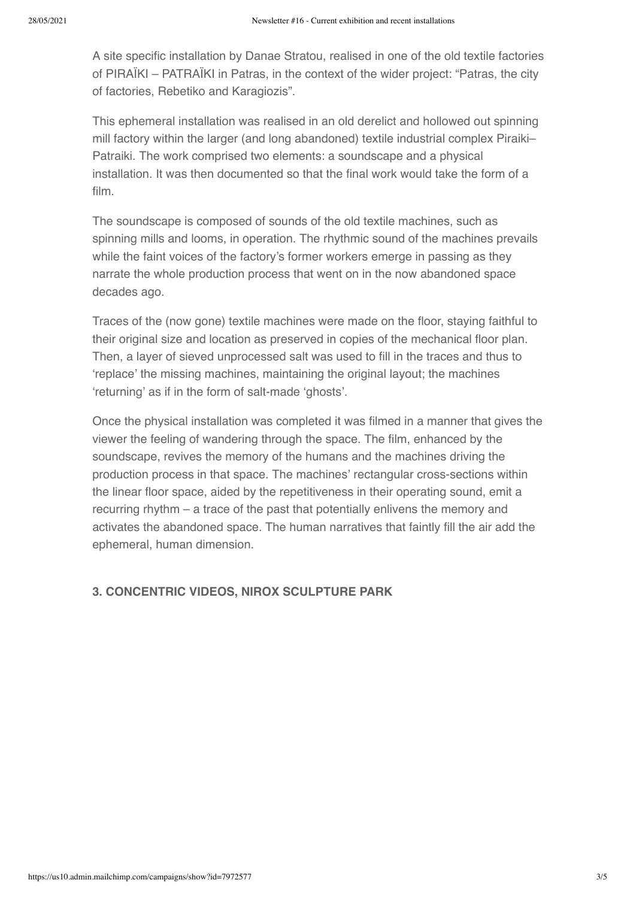A site specific installation by Danae Stratou, realised in one of the old textile factories of PIRAÏKI – PATRAÏKI in Patras, in the context of the wider project: "Patras, the city of factories, Rebetiko and Karagiozis".

This ephemeral installation was realised in an old derelict and hollowed out spinning mill factory within the larger (and long abandoned) textile industrial complex Piraiki–Patraiki. The work comprised two elements: a soundscape and a physical installation. It was then documented so that the final work would take the form of a film.

The soundscape is composed of sounds of the old textile machines, such as spinning mills and looms, in operation. The rhythmic sound of the machines prevails while the faint voices of the factory's former workers emerge in passing as they narrate the whole production process that went on in the now abandoned space decades ago.

Traces of the (now gone) textile machines were made on the floor, staying faithful to their original size and location as preserved in copies of the mechanical floor plan. Then, a layer of sieved unprocessed salt was used to fill in the traces and thus to 'replace' the missing machines, maintaining the original layout; the machines 'returning' as if in the form of salt-made 'ghosts'.

Once the physical installation was completed it was filmed in a manner that gives the viewer the feeling of wandering through the space. The film, enhanced by the soundscape, revives the memory of the humans and the machines driving the production process in that space. The machines' rectangular cross-sections within the linear floor space, aided by the repetitiveness in their operating sound, emit a recurring rhythm – a trace of the past that potentially enlivens the memory and activates the abandoned space. The human narratives that faintly fill the air add the ephemeral, human dimension.

**3. CONCENTRIC VIDEOS, NIROX SCULPTURE PARK**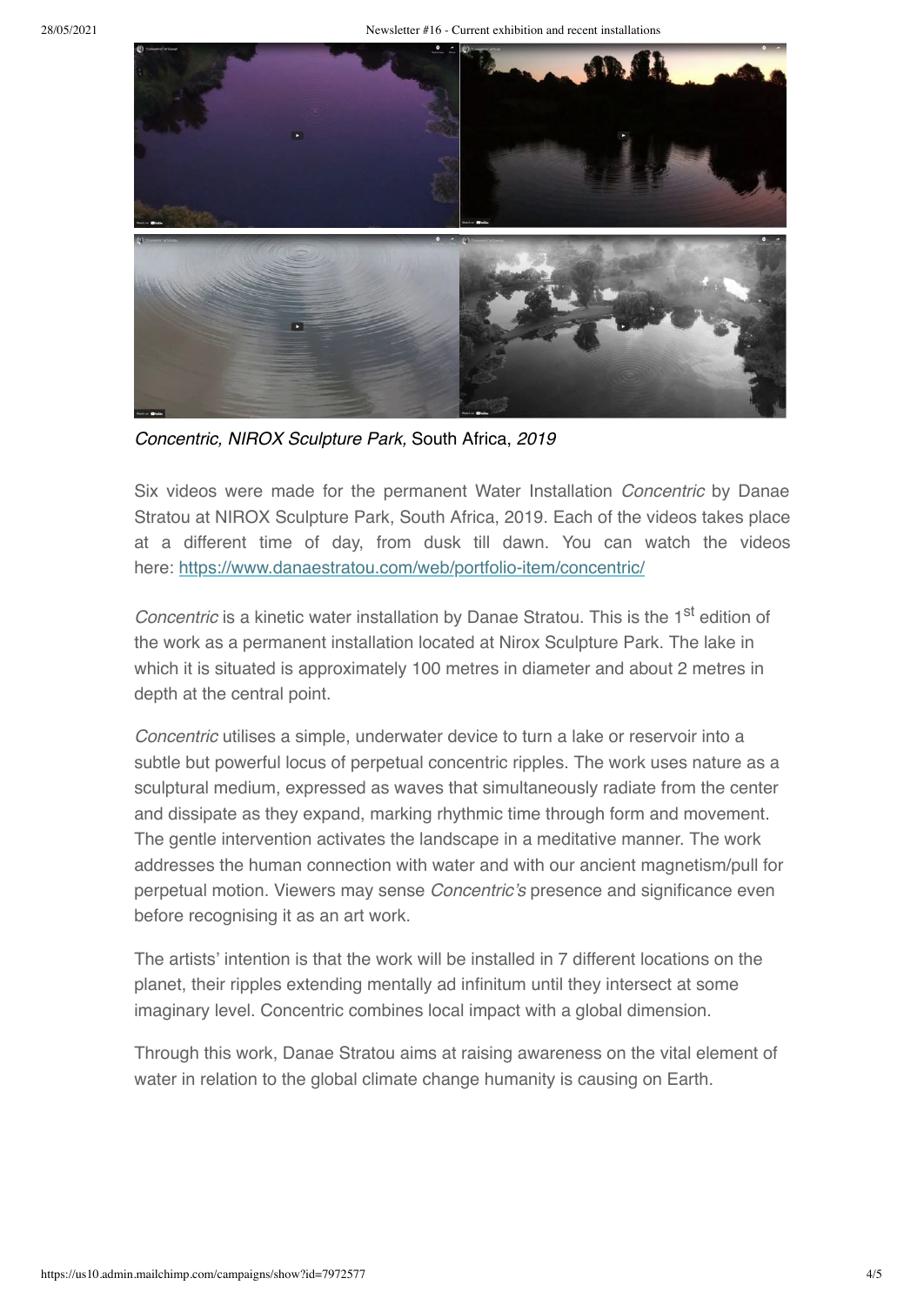*Concentric, NIROX Sculpture Park,* South Africa, *2019*

Six videos were made for the permanent Water Installation *Concentric* by Danae Stratou at NIROX Sculpture Park, South Africa, 2019. Each of the videos takes place at a different time of day, from dusk till dawn. You can watch the videos here: [https://www.danaestratou.com/web/portfolio-item/concentric/](https://www.danaestratou.com/web/portfolio-item/concentric/)

*Concentric* is a kinetic water installation by Danae Stratou. This is the 1st edition of the work as a permanent installation located at Nirox Sculpture Park. The lake in which it is situated is approximately 100 metres in diameter and about 2 metres in depth at the central point.

*Concentric* utilises a simple, underwater device to turn a lake or reservoir into a subtle but powerful locus of perpetual concentric ripples. The work uses nature as a sculptural medium, expressed as waves that simultaneously radiate from the center and dissipate as they expand, marking rhythmic time through form and movement. The gentle intervention activates the landscape in a meditative manner. The work addresses the human connection with water and with our ancient magnetism/pull for perpetual motion. Viewers may sense *Concentric's* presence and significance even before recognising it as an art work.

The artists' intention is that the work will be installed in 7 different locations on the planet, their ripples extending mentally ad infinitum until they intersect at some imaginary level. Concentric combines local impact with a global dimension.

Through this work, Danae Stratou aims at raising awareness on the vital element of water in relation to the global climate change humanity is causing on Earth.